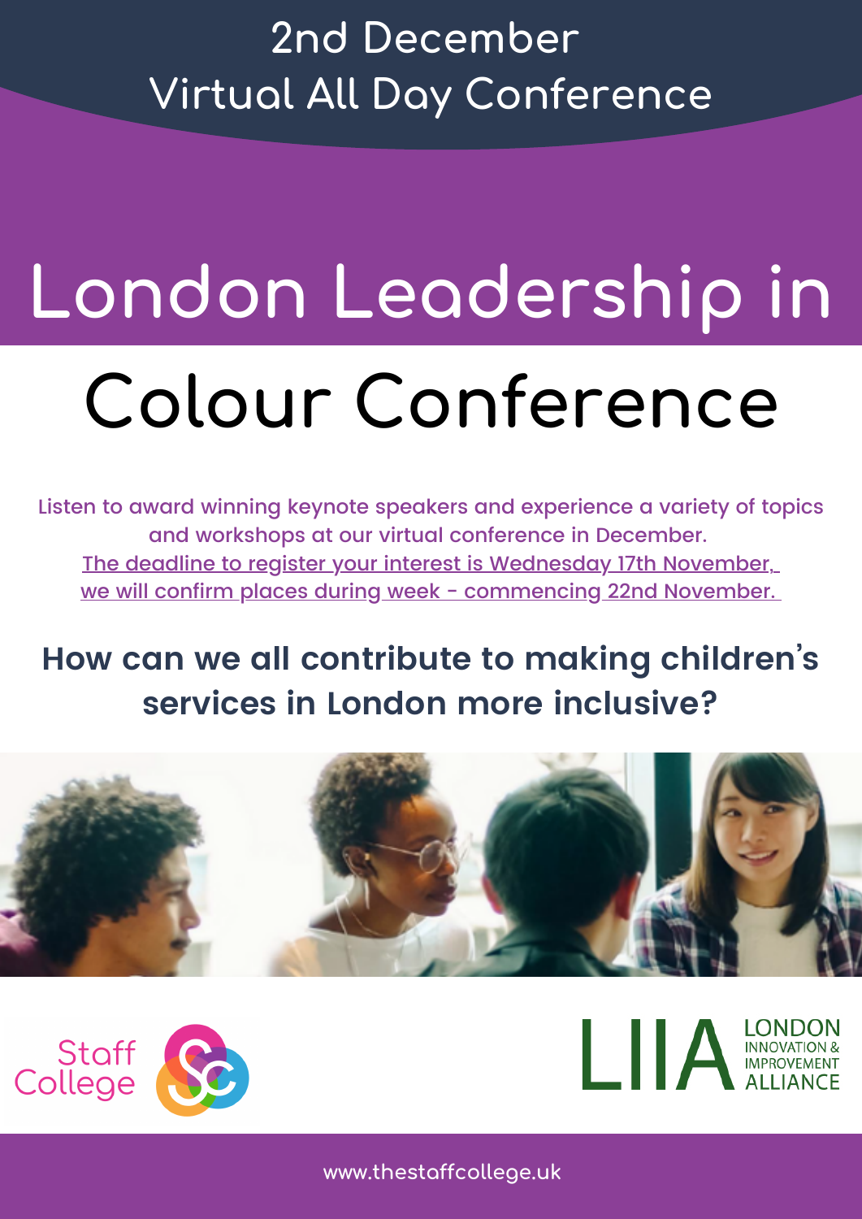2nd December
Virtual All Day Conference

# London Leadership in Colour Conference

Listen to award winning keynote speakers and experience a variety of topics and workshops at our virtual conference in December.
The deadline to register your interest is Wednesday 17th November, we will confirm places during week - commencing 22nd November.

## How can we all contribute to making children's services in London more inclusive?

Staff College

LIIA LONDON INNOVATION & IMPROVEMENT ALLIANCE

www.thestaffcollege.uk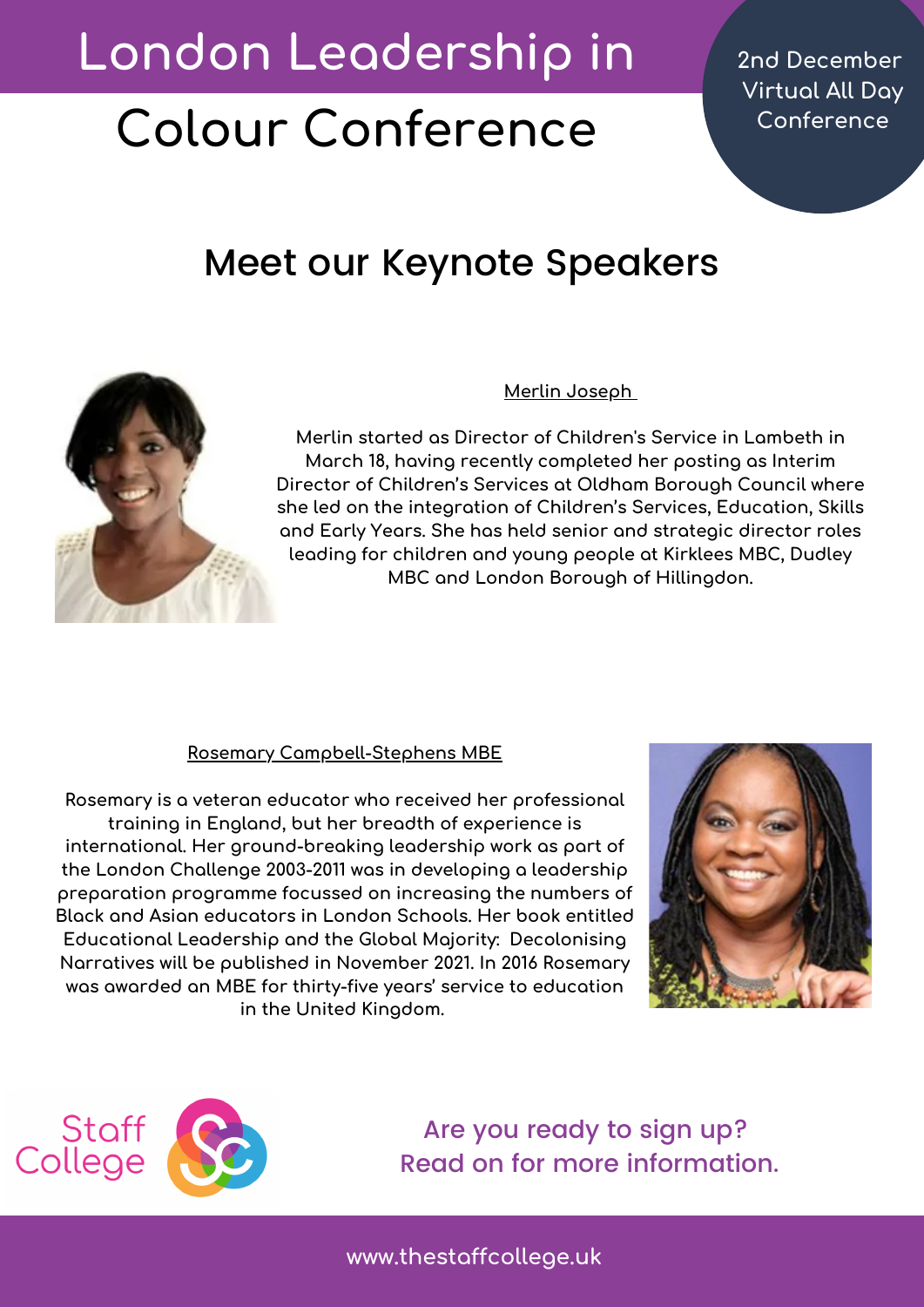# London Leadership in Colour Conference

2nd December
Virtual All Day Conference

## Meet our Keynote Speakers

### Merlin Joseph

Merlin started as Director of Children's Service in Lambeth in March 18, having recently completed her posting as Interim Director of Children's Services at Oldham Borough Council where she led on the integration of Children's Services, Education, Skills and Early Years. She has held senior and strategic director roles leading for children and young people at Kirklees MBC, Dudley MBC and London Borough of Hillingdon.

### Rosemary Campbell-Stephens MBE

Rosemary is a veteran educator who received her professional training in England, but her breadth of experience is international. Her ground-breaking leadership work as part of the London Challenge 2003-2011 was in developing a leadership preparation programme focussed on increasing the numbers of Black and Asian educators in London Schools. Her book entitled Educational Leadership and the Global Majority: Decolonising Narratives will be published in November 2021. In 2016 Rosemary was awarded an MBE for thirty-five years' service to education in the United Kingdom.

Staff College

Are you ready to sign up?
Read on for more information.

www.thestaffcollege.uk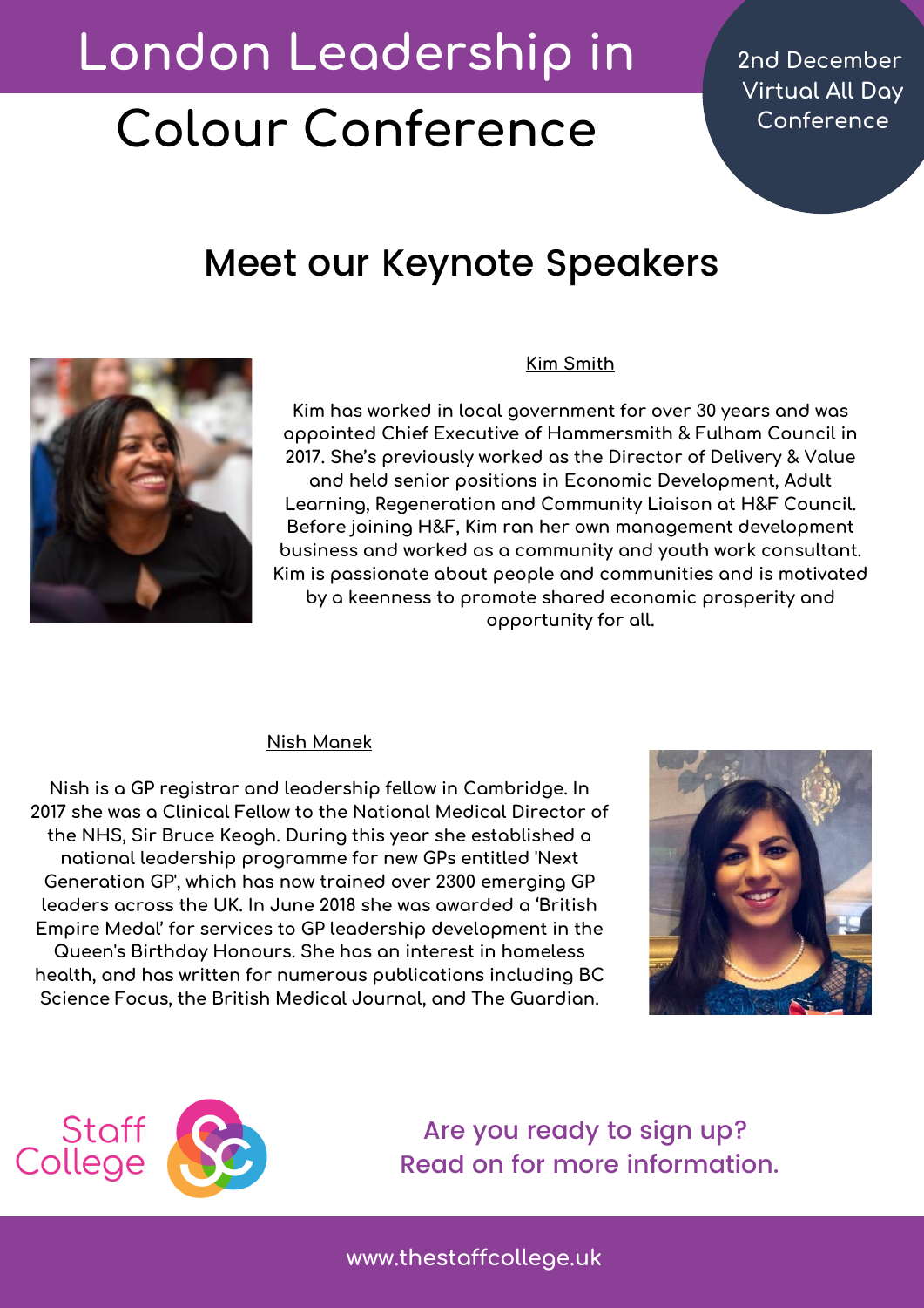# London Leadership in Colour Conference

2nd December
Virtual All Day Conference

## Meet our Keynote Speakers

**Kim Smith**

Kim has worked in local government for over 30 years and was appointed Chief Executive of Hammersmith & Fulham Council in 2017. She's previously worked as the Director of Delivery & Value and held senior positions in Economic Development, Adult Learning, Regeneration and Community Liaison at H&F Council. Before joining H&F, Kim ran her own management development business and worked as a community and youth work consultant. Kim is passionate about people and communities and is motivated by a keenness to promote shared economic prosperity and opportunity for all.

**Nish Manek**

Nish is a GP registrar and leadership fellow in Cambridge. In 2017 she was a Clinical Fellow to the National Medical Director of the NHS, Sir Bruce Keogh. During this year she established a national leadership programme for new GPs entitled 'Next Generation GP', which has now trained over 2300 emerging GP leaders across the UK. In June 2018 she was awarded a 'British Empire Medal' for services to GP leadership development in the Queen's Birthday Honours. She has an interest in homeless health, and has written for numerous publications including BC Science Focus, the British Medical Journal, and The Guardian.

Staff College

Are you ready to sign up?
Read on for more information.

www.thestaffcollege.uk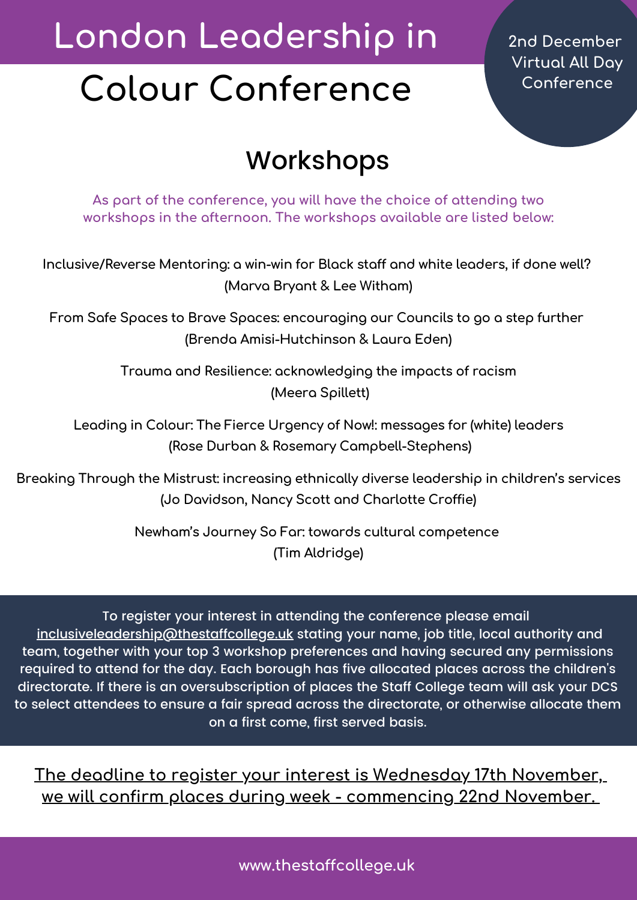# London Leadership in Colour Conference

2nd December
Virtual All Day
Conference

## Workshops

As part of the conference, you will have the choice of attending two workshops in the afternoon. The workshops available are listed below:

Inclusive/Reverse Mentoring: a win-win for Black staff and white leaders, if done well?
(Marva Bryant & Lee Witham)

From Safe Spaces to Brave Spaces: encouraging our Councils to go a step further
(Brenda Amisi-Hutchinson & Laura Eden)

Trauma and Resilience: acknowledging the impacts of racism
(Meera Spillett)

Leading in Colour: The Fierce Urgency of Now!: messages for (white) leaders
(Rose Durban & Rosemary Campbell-Stephens)

Breaking Through the Mistrust: increasing ethnically diverse leadership in children's services
(Jo Davidson, Nancy Scott and Charlotte Croffie)

Newham's Journey So Far: towards cultural competence
(Tim Aldridge)

To register your interest in attending the conference please email inclusiveleadership@thestaffcollege.uk stating your name, job title, local authority and team, together with your top 3 workshop preferences and having secured any permissions required to attend for the day. Each borough has five allocated places across the children's directorate. If there is an oversubscription of places the Staff College team will ask your DCS to select attendees to ensure a fair spread across the directorate, or otherwise allocate them on a first come, first served basis.

The deadline to register your interest is Wednesday 17th November, we will confirm places during week - commencing 22nd November.

www.thestaffcollege.uk